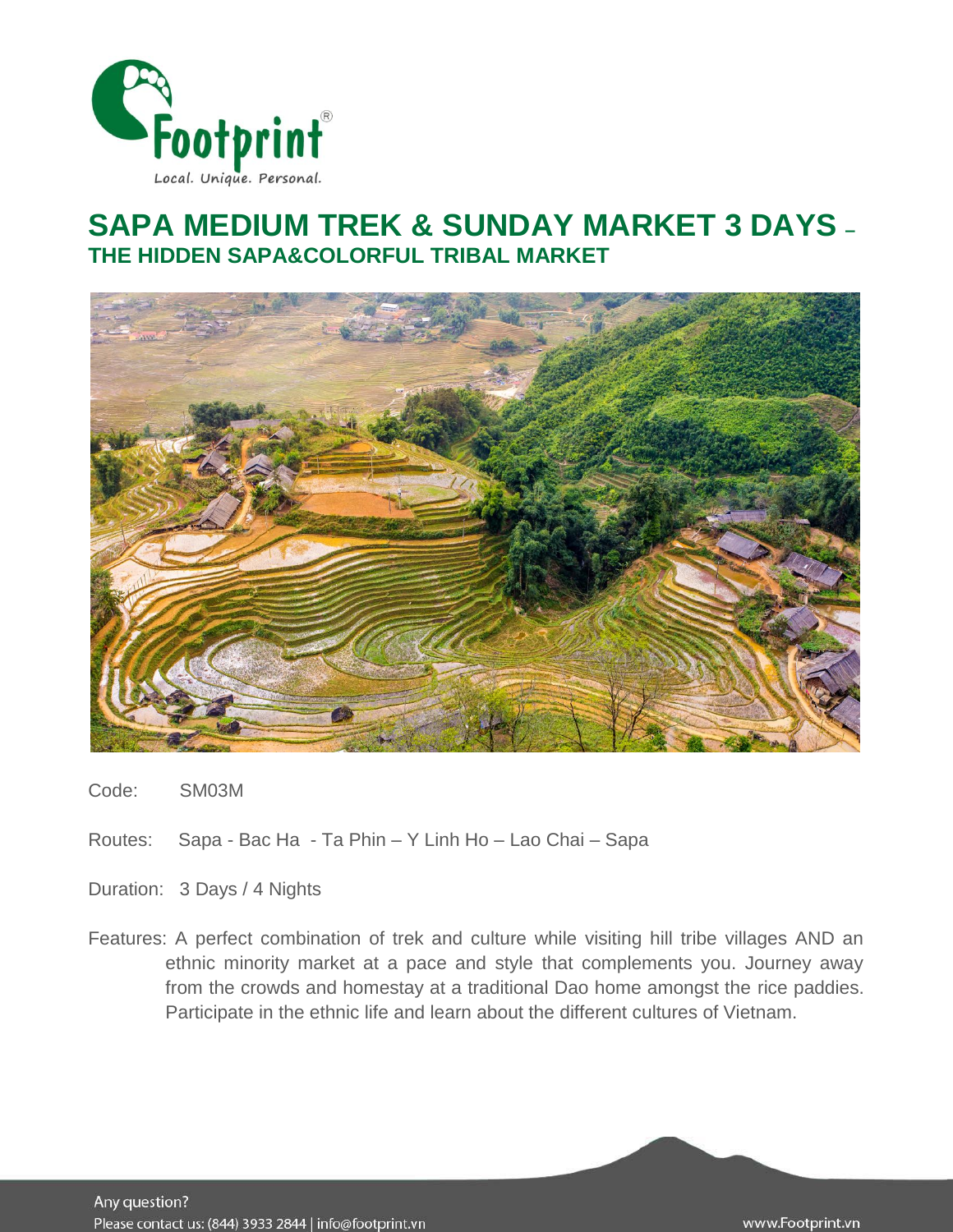# SAPA MEDIUM TREK & SUNDAY MARKET 3 DAYS –
## THE HIDDEN SAPA&COLORFUL TRIBAL MARKET

Code: SM03M

Routes: Sapa - Bac Ha - Ta Phin – Y Linh Ho – Lao Chai – Sapa

Duration: 3 Days / 4 Nights

Features: A perfect combination of trek and culture while visiting hill tribe villages AND an ethnic minority market at a pace and style that complements you. Journey away from the crowds and homestay at a traditional Dao home amongst the rice paddies. Participate in the ethnic life and learn about the different cultures of Vietnam.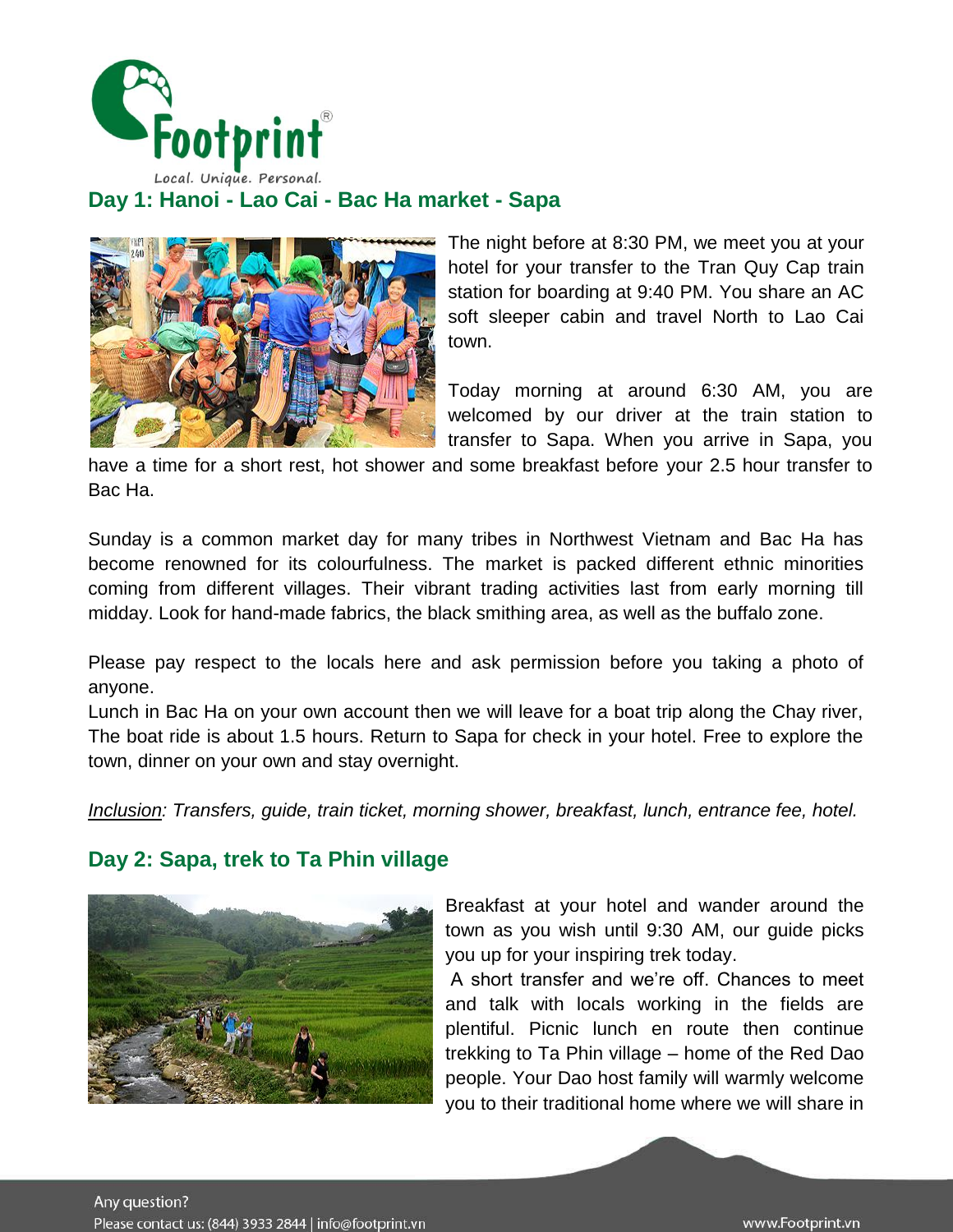## Day 1: Hanoi - Lao Cai - Bac Ha market - Sapa

The night before at 8:30 PM, we meet you at your hotel for your transfer to the Tran Quy Cap train station for boarding at 9:40 PM. You share an AC soft sleeper cabin and travel North to Lao Cai town.

Today morning at around 6:30 AM, you are welcomed by our driver at the train station to transfer to Sapa. When you arrive in Sapa, you have a time for a short rest, hot shower and some breakfast before your 2.5 hour transfer to Bac Ha.

Sunday is a common market day for many tribes in Northwest Vietnam and Bac Ha has become renowned for its colourfulness. The market is packed different ethnic minorities coming from different villages. Their vibrant trading activities last from early morning till midday. Look for hand-made fabrics, the black smithing area, as well as the buffalo zone.

Please pay respect to the locals here and ask permission before you taking a photo of anyone.
Lunch in Bac Ha on your own account then we will leave for a boat trip along the Chay river, The boat ride is about 1.5 hours. Return to Sapa for check in your hotel. Free to explore the town, dinner on your own and stay overnight.

*Inclusion: Transfers, guide, train ticket, morning shower, breakfast, lunch, entrance fee, hotel.*

## Day 2: Sapa, trek to Ta Phin village

Breakfast at your hotel and wander around the town as you wish until 9:30 AM, our guide picks you up for your inspiring trek today.
A short transfer and we're off. Chances to meet and talk with locals working in the fields are plentiful. Picnic lunch en route then continue trekking to Ta Phin village – home of the Red Dao people. Your Dao host family will warmly welcome you to their traditional home where we will share in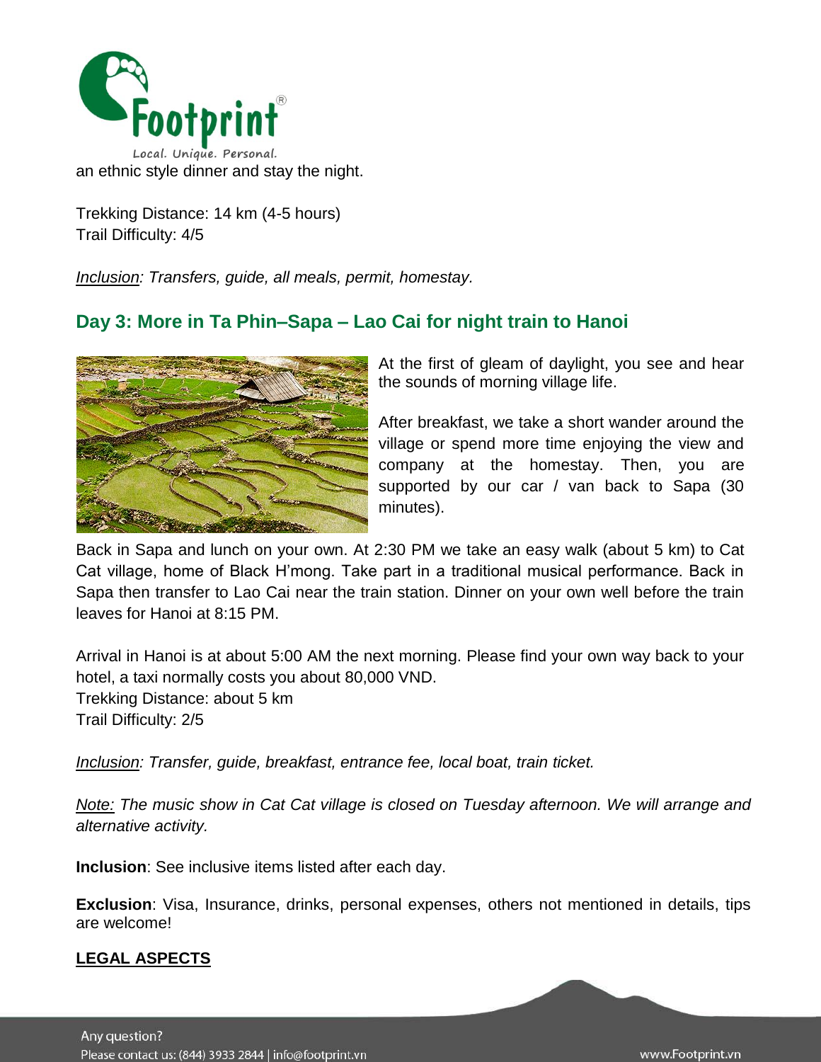an ethnic style dinner and stay the night.

Trekking Distance: 14 km (4-5 hours)
Trail Difficulty: 4/5

*Inclusion: Transfers, guide, all meals, permit, homestay.*

## Day 3: More in Ta Phin–Sapa – Lao Cai for night train to Hanoi

At the first of gleam of daylight, you see and hear the sounds of morning village life.

After breakfast, we take a short wander around the village or spend more time enjoying the view and company at the homestay. Then, you are supported by our car / van back to Sapa (30 minutes).

Back in Sapa and lunch on your own. At 2:30 PM we take an easy walk (about 5 km) to Cat Cat village, home of Black H'mong. Take part in a traditional musical performance. Back in Sapa then transfer to Lao Cai near the train station. Dinner on your own well before the train leaves for Hanoi at 8:15 PM.

Arrival in Hanoi is at about 5:00 AM the next morning. Please find your own way back to your hotel, a taxi normally costs you about 80,000 VND.
Trekking Distance: about 5 km
Trail Difficulty: 2/5

*Inclusion: Transfer, guide, breakfast, entrance fee, local boat, train ticket.*

*Note: The music show in Cat Cat village is closed on Tuesday afternoon. We will arrange and alternative activity.*

**Inclusion**: See inclusive items listed after each day.

**Exclusion**: Visa, Insurance, drinks, personal expenses, others not mentioned in details, tips are welcome!

**LEGAL ASPECTS**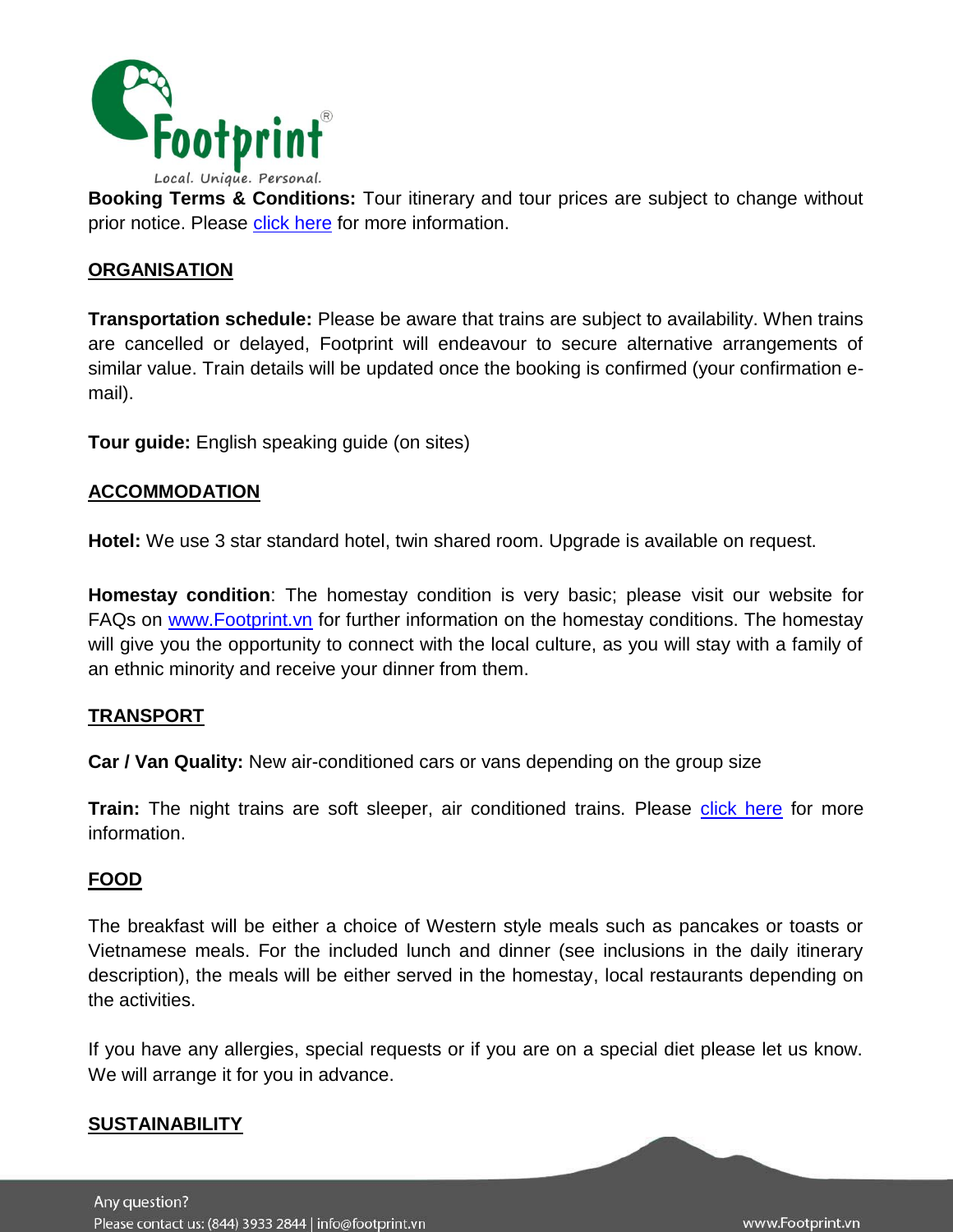**Booking Terms & Conditions:** Tour itinerary and tour prices are subject to change without prior notice. Please click here for more information.

## ORGANISATION

**Transportation schedule:** Please be aware that trains are subject to availability. When trains are cancelled or delayed, Footprint will endeavour to secure alternative arrangements of similar value. Train details will be updated once the booking is confirmed (your confirmation e-mail).

**Tour guide:** English speaking guide (on sites)

## ACCOMMODATION

**Hotel:** We use 3 star standard hotel, twin shared room. Upgrade is available on request.

**Homestay condition**: The homestay condition is very basic; please visit our website for FAQs on www.Footprint.vn for further information on the homestay conditions. The homestay will give you the opportunity to connect with the local culture, as you will stay with a family of an ethnic minority and receive your dinner from them.

## TRANSPORT

**Car / Van Quality:** New air-conditioned cars or vans depending on the group size

**Train:** The night trains are soft sleeper, air conditioned trains. Please click here for more information.

## FOOD

The breakfast will be either a choice of Western style meals such as pancakes or toasts or Vietnamese meals. For the included lunch and dinner (see inclusions in the daily itinerary description), the meals will be either served in the homestay, local restaurants depending on the activities.

If you have any allergies, special requests or if you are on a special diet please let us know. We will arrange it for you in advance.

## SUSTAINABILITY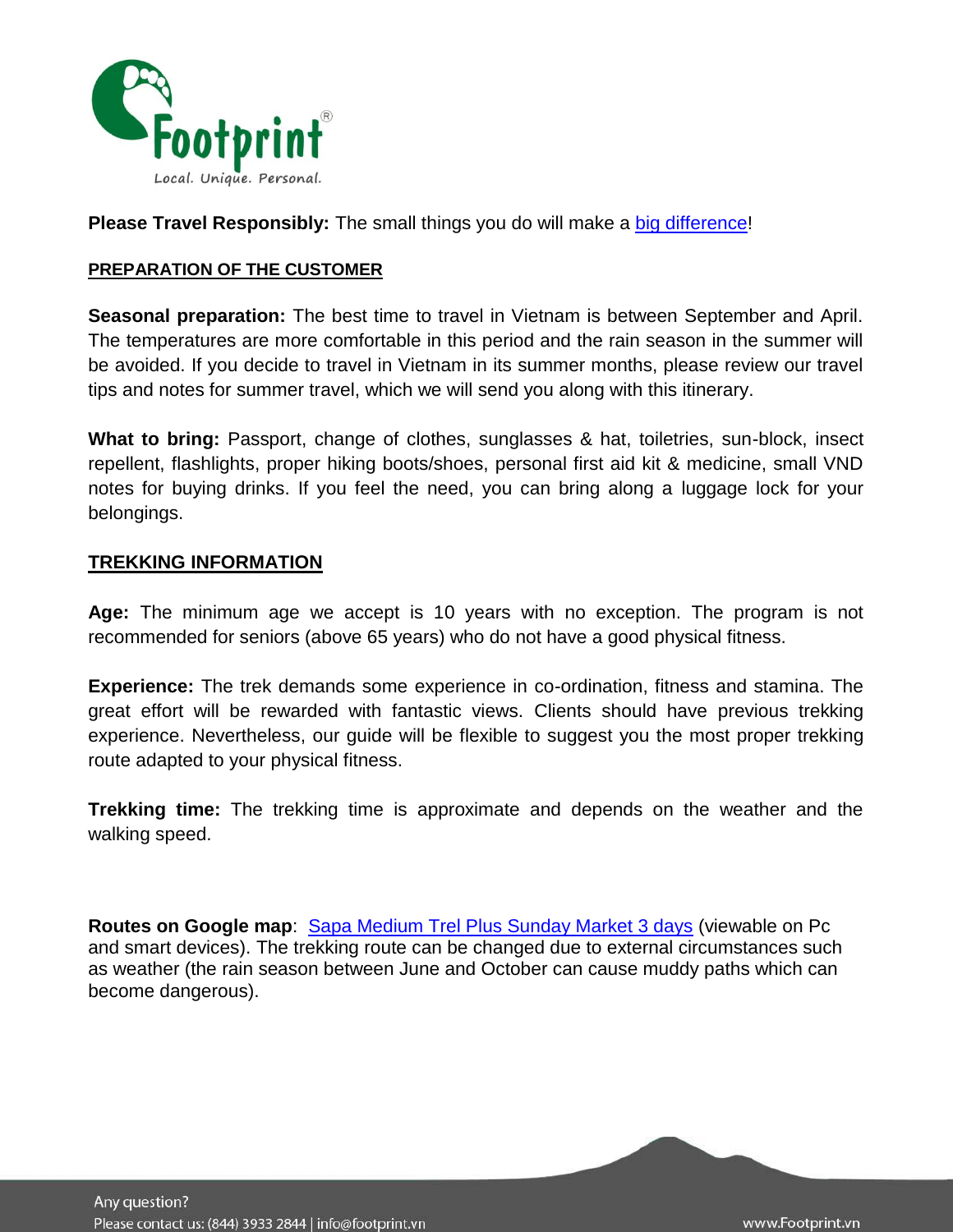**Please Travel Responsibly:** The small things you do will make a [big difference]!

**PREPARATION OF THE CUSTOMER**

**Seasonal preparation:** The best time to travel in Vietnam is between September and April. The temperatures are more comfortable in this period and the rain season in the summer will be avoided. If you decide to travel in Vietnam in its summer months, please review our travel tips and notes for summer travel, which we will send you along with this itinerary.

**What to bring:** Passport, change of clothes, sunglasses & hat, toiletries, sun-block, insect repellent, flashlights, proper hiking boots/shoes, personal first aid kit & medicine, small VND notes for buying drinks. If you feel the need, you can bring along a luggage lock for your belongings.

**TREKKING INFORMATION**

**Age:** The minimum age we accept is 10 years with no exception. The program is not recommended for seniors (above 65 years) who do not have a good physical fitness.

**Experience:** The trek demands some experience in co-ordination, fitness and stamina. The great effort will be rewarded with fantastic views. Clients should have previous trekking experience. Nevertheless, our guide will be flexible to suggest you the most proper trekking route adapted to your physical fitness.

**Trekking time:** The trekking time is approximate and depends on the weather and the walking speed.

**Routes on Google map**: [Sapa Medium Trel Plus Sunday Market 3 days] (viewable on Pc and smart devices). The trekking route can be changed due to external circumstances such as weather (the rain season between June and October can cause muddy paths which can become dangerous).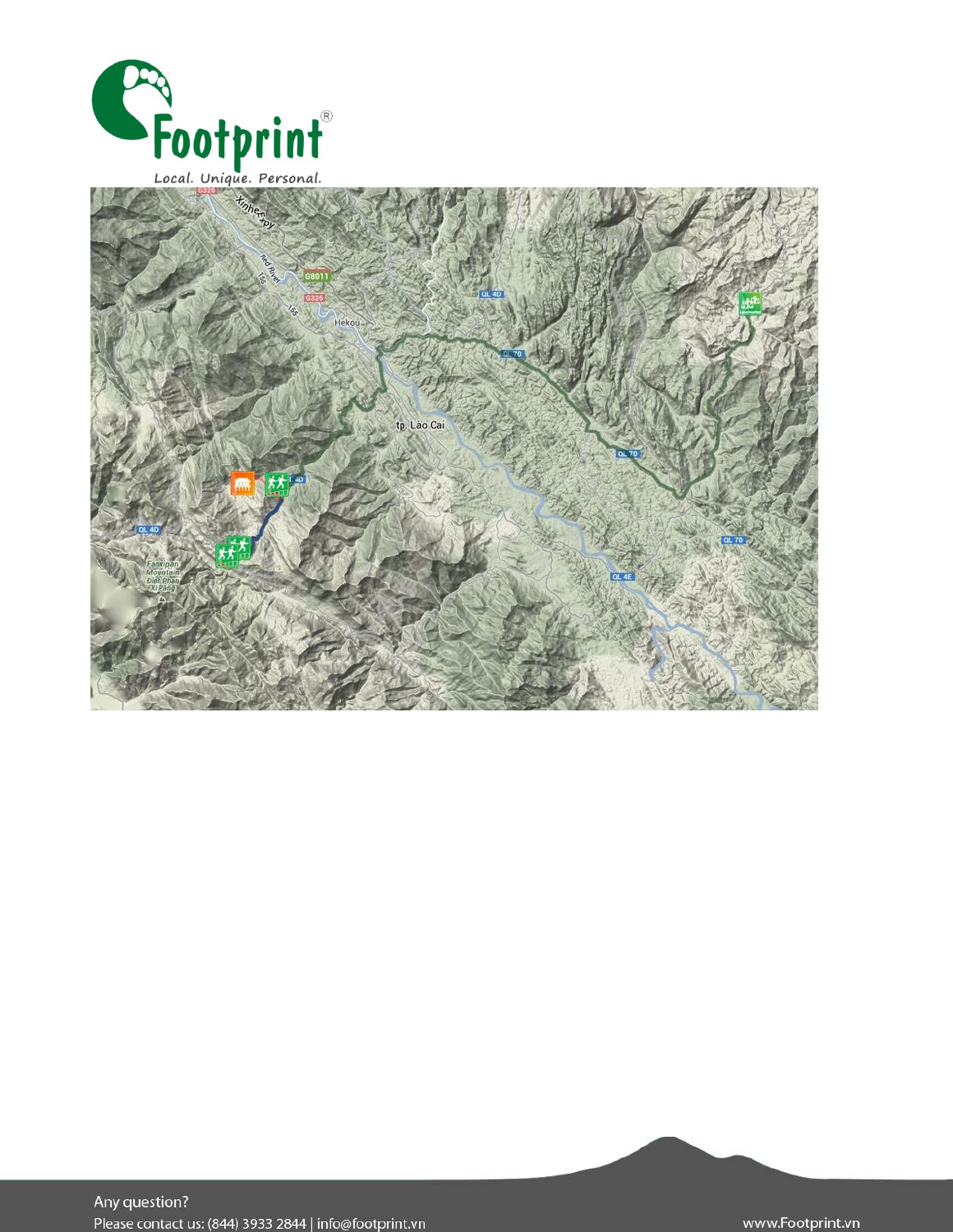G326
Xinhe Expy
Red River
155
G8011
G326
155
Hekou
QL 4D
QL 70
tp. Lào Cai
QL 70
4D
QL 4D
Fanxipan Mountain
Đỉnh Phan Xi Păng
QL 70
QL 4E